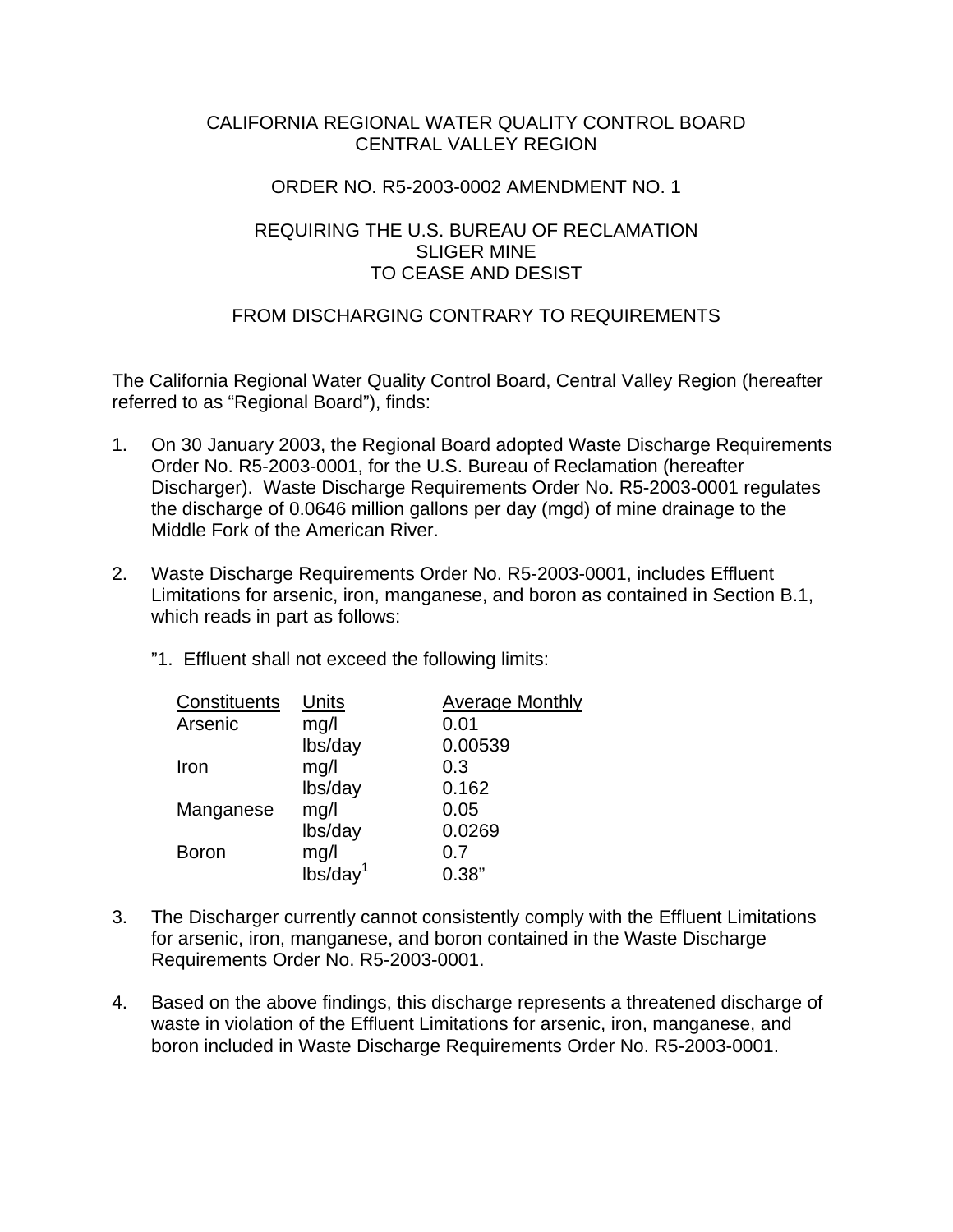CALIFORNIA REGIONAL WATER QUALITY CONTROL BOARD
CENTRAL VALLEY REGION

ORDER NO. R5-2003-0002 AMENDMENT NO. 1

REQUIRING THE U.S. BUREAU OF RECLAMATION
SLIGER MINE
TO CEASE AND DESIST

FROM DISCHARGING CONTRARY TO REQUIREMENTS

The California Regional Water Quality Control Board, Central Valley Region (hereafter referred to as "Regional Board"), finds:

1. On 30 January 2003, the Regional Board adopted Waste Discharge Requirements Order No. R5-2003-0001, for the U.S. Bureau of Reclamation (hereafter Discharger). Waste Discharge Requirements Order No. R5-2003-0001 regulates the discharge of 0.0646 million gallons per day (mgd) of mine drainage to the Middle Fork of the American River.

2. Waste Discharge Requirements Order No. R5-2003-0001, includes Effluent Limitations for arsenic, iron, manganese, and boron as contained in Section B.1, which reads in part as follows:

   "1. Effluent shall not exceed the following limits:

| Constituents | Units | Average Monthly |
|---|---|---|
| Arsenic | mg/l | 0.01 |
| | lbs/day | 0.00539 |
| Iron | mg/l | 0.3 |
| | lbs/day | 0.162 |
| Manganese | mg/l | 0.05 |
| | lbs/day | 0.0269 |
| Boron | mg/l | 0.7 |
| | lbs/day[1] | 0.38" |

3. The Discharger currently cannot consistently comply with the Effluent Limitations for arsenic, iron, manganese, and boron contained in the Waste Discharge Requirements Order No. R5-2003-0001.

4. Based on the above findings, this discharge represents a threatened discharge of waste in violation of the Effluent Limitations for arsenic, iron, manganese, and boron included in Waste Discharge Requirements Order No. R5-2003-0001.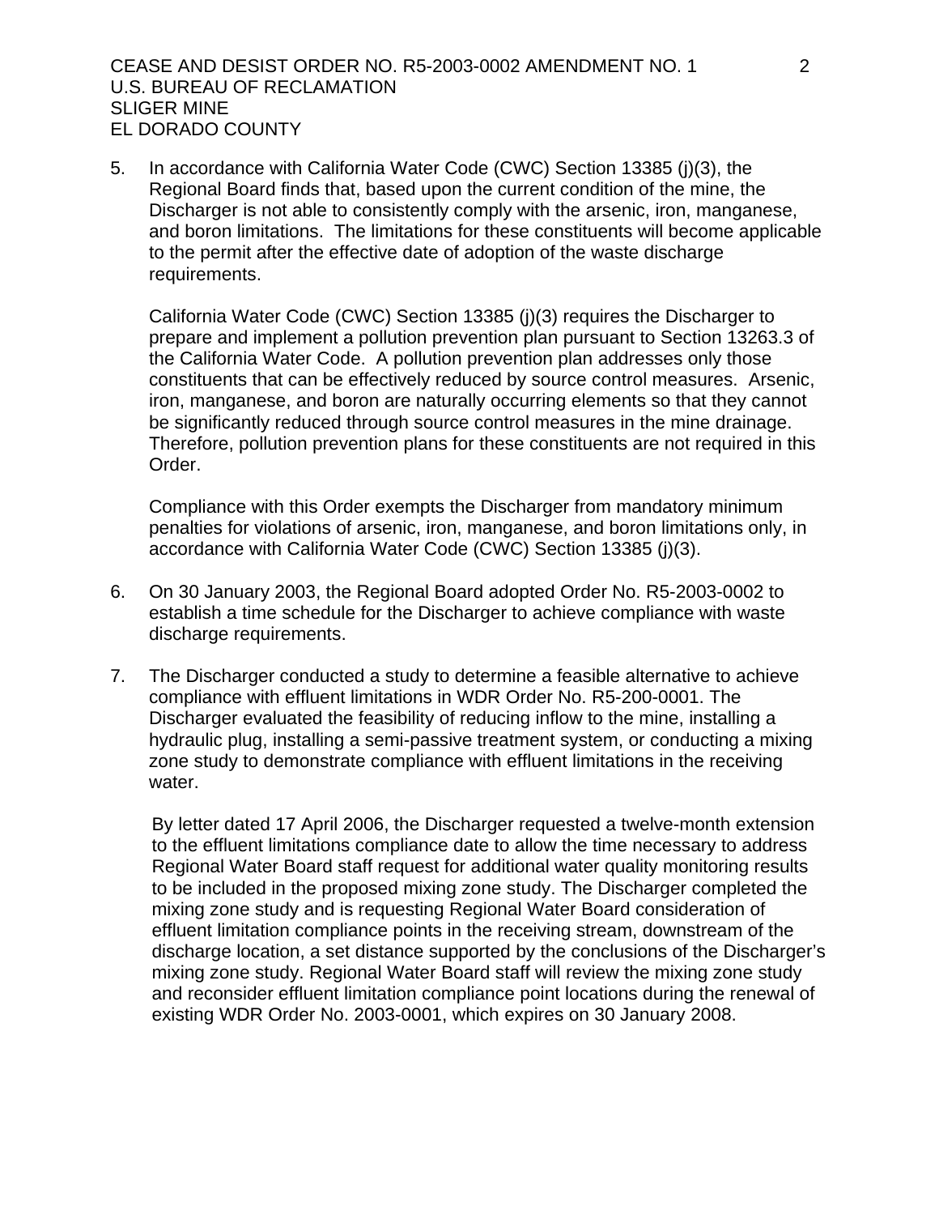5. In accordance with California Water Code (CWC) Section 13385 (j)(3), the Regional Board finds that, based upon the current condition of the mine, the Discharger is not able to consistently comply with the arsenic, iron, manganese, and boron limitations. The limitations for these constituents will become applicable to the permit after the effective date of adoption of the waste discharge requirements.

   California Water Code (CWC) Section 13385 (j)(3) requires the Discharger to prepare and implement a pollution prevention plan pursuant to Section 13263.3 of the California Water Code. A pollution prevention plan addresses only those constituents that can be effectively reduced by source control measures. Arsenic, iron, manganese, and boron are naturally occurring elements so that they cannot be significantly reduced through source control measures in the mine drainage. Therefore, pollution prevention plans for these constituents are not required in this Order.

   Compliance with this Order exempts the Discharger from mandatory minimum penalties for violations of arsenic, iron, manganese, and boron limitations only, in accordance with California Water Code (CWC) Section 13385 (j)(3).

6. On 30 January 2003, the Regional Board adopted Order No. R5-2003-0002 to establish a time schedule for the Discharger to achieve compliance with waste discharge requirements.

7. The Discharger conducted a study to determine a feasible alternative to achieve compliance with effluent limitations in WDR Order No. R5-200-0001. The Discharger evaluated the feasibility of reducing inflow to the mine, installing a hydraulic plug, installing a semi-passive treatment system, or conducting a mixing zone study to demonstrate compliance with effluent limitations in the receiving water.

   By letter dated 17 April 2006, the Discharger requested a twelve-month extension to the effluent limitations compliance date to allow the time necessary to address Regional Water Board staff request for additional water quality monitoring results to be included in the proposed mixing zone study. The Discharger completed the mixing zone study and is requesting Regional Water Board consideration of effluent limitation compliance points in the receiving stream, downstream of the discharge location, a set distance supported by the conclusions of the Discharger's mixing zone study. Regional Water Board staff will review the mixing zone study and reconsider effluent limitation compliance point locations during the renewal of existing WDR Order No. 2003-0001, which expires on 30 January 2008.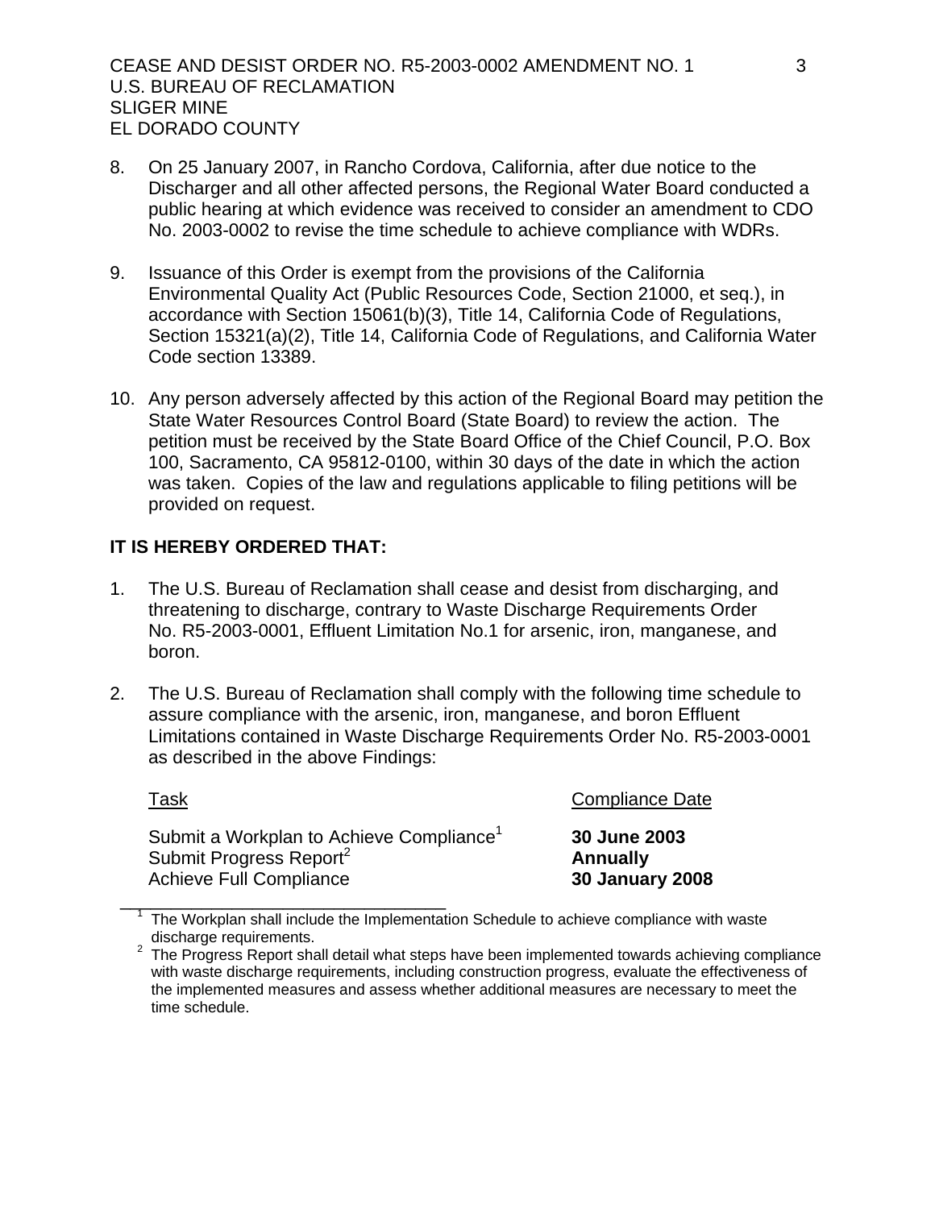8. On 25 January 2007, in Rancho Cordova, California, after due notice to the Discharger and all other affected persons, the Regional Water Board conducted a public hearing at which evidence was received to consider an amendment to CDO No. 2003-0002 to revise the time schedule to achieve compliance with WDRs.

9. Issuance of this Order is exempt from the provisions of the California Environmental Quality Act (Public Resources Code, Section 21000, et seq.), in accordance with Section 15061(b)(3), Title 14, California Code of Regulations, Section 15321(a)(2), Title 14, California Code of Regulations, and California Water Code section 13389.

10. Any person adversely affected by this action of the Regional Board may petition the State Water Resources Control Board (State Board) to review the action. The petition must be received by the State Board Office of the Chief Council, P.O. Box 100, Sacramento, CA 95812-0100, within 30 days of the date in which the action was taken. Copies of the law and regulations applicable to filing petitions will be provided on request.

**IT IS HEREBY ORDERED THAT:**

1. The U.S. Bureau of Reclamation shall cease and desist from discharging, and threatening to discharge, contrary to Waste Discharge Requirements Order No. R5-2003-0001, Effluent Limitation No.1 for arsenic, iron, manganese, and boron.

2. The U.S. Bureau of Reclamation shall comply with the following time schedule to assure compliance with the arsenic, iron, manganese, and boron Effluent Limitations contained in Waste Discharge Requirements Order No. R5-2003-0001 as described in the above Findings:

| Task | Compliance Date |
|---|---|
| Submit a Workplan to Achieve Compliance[1] | **30 June 2003** |
| Submit Progress Report[2] | **Annually** |
| Achieve Full Compliance | **30 January 2008** |

[1] The Workplan shall include the Implementation Schedule to achieve compliance with waste discharge requirements.

[2] The Progress Report shall detail what steps have been implemented towards achieving compliance with waste discharge requirements, including construction progress, evaluate the effectiveness of the implemented measures and assess whether additional measures are necessary to meet the time schedule.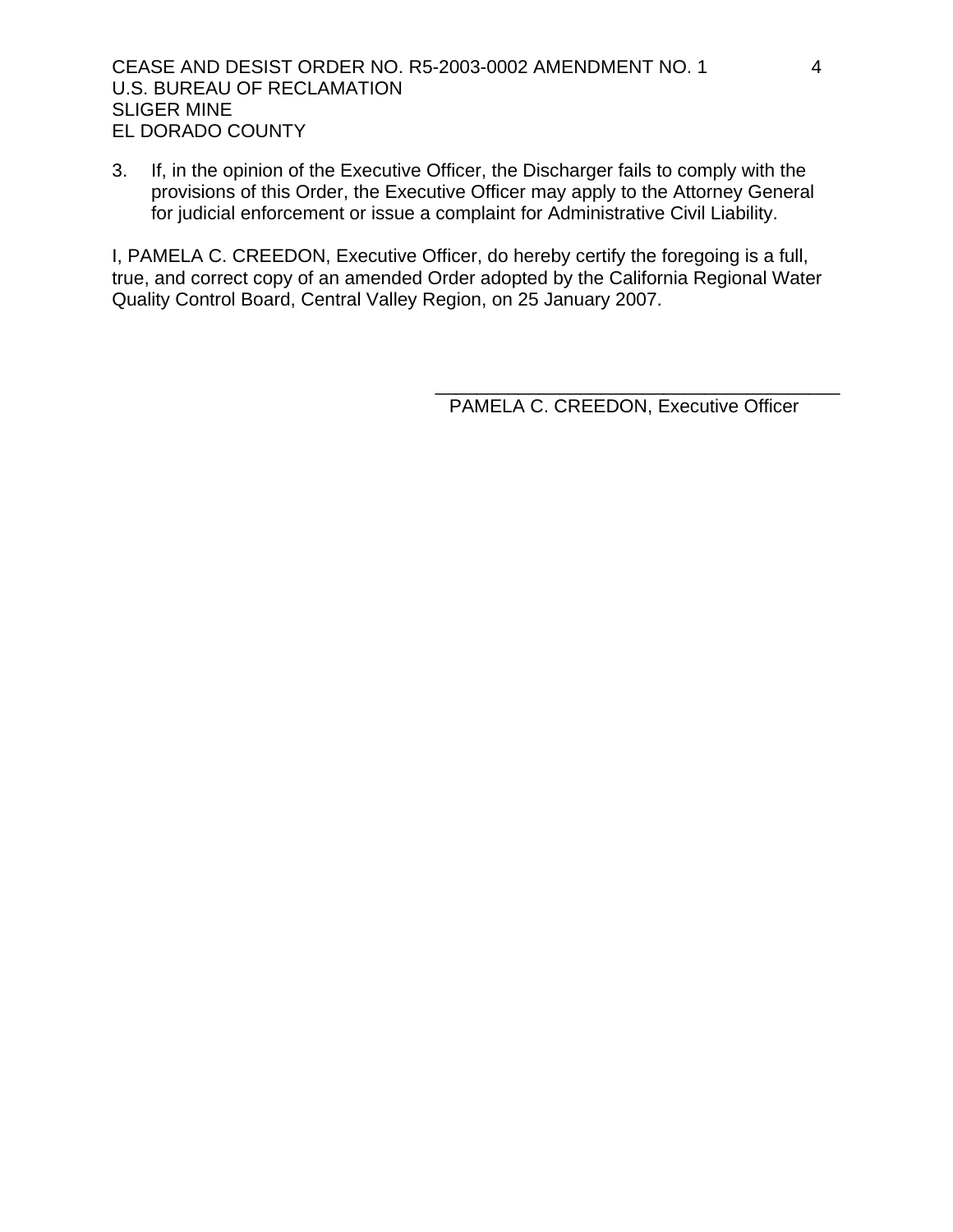3. If, in the opinion of the Executive Officer, the Discharger fails to comply with the provisions of this Order, the Executive Officer may apply to the Attorney General for judicial enforcement or issue a complaint for Administrative Civil Liability.

I, PAMELA C. CREEDON, Executive Officer, do hereby certify the foregoing is a full, true, and correct copy of an amended Order adopted by the California Regional Water Quality Control Board, Central Valley Region, on 25 January 2007.

\_\_\_\_\_\_\_\_\_\_\_\_\_\_\_\_\_\_\_\_\_\_\_\_\_\_\_\_\_\_\_\_\_\_\_\_\_\_\_\_

PAMELA C. CREEDON, Executive Officer